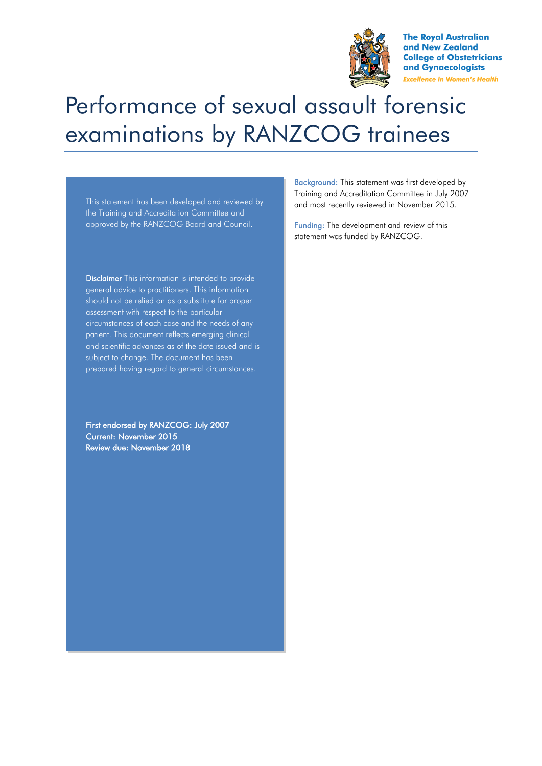The Royal Australian and New Zealand College of Obstetricians and Gynaecologists

*Excellence in Women's Health*

# Performance of sexual assault forensic examinations by RANZCOG trainees

This statement has been developed and reviewed by the Training and Accreditation Committee and approved by the RANZCOG Board and Council.

**Disclaimer** This information is intended to provide general advice to practitioners. This information should not be relied on as a substitute for proper assessment with respect to the particular circumstances of each case and the needs of any patient. This document reflects emerging clinical and scientific advances as of the date issued and is subject to change. The document has been prepared having regard to general circumstances.

**First endorsed by RANZCOG: July 2007**
**Current: November 2015**
**Review due: November 2018**

Background: This statement was first developed by Training and Accreditation Committee in July 2007 and most recently reviewed in November 2015.

Funding: The development and review of this statement was funded by RANZCOG.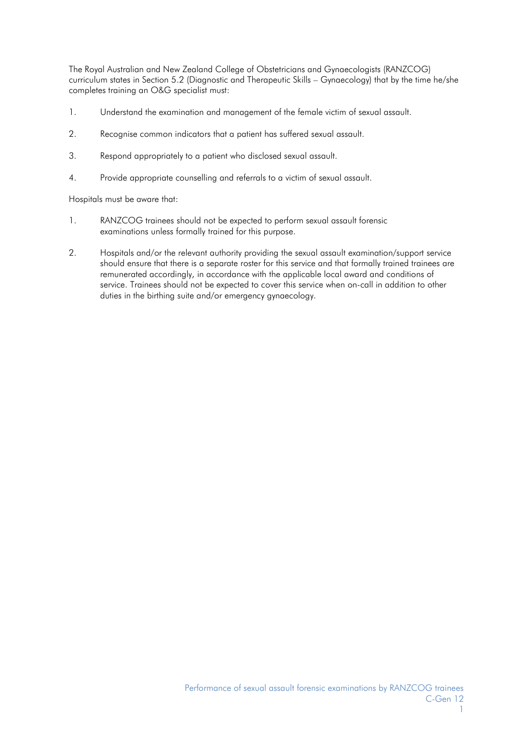The Royal Australian and New Zealand College of Obstetricians and Gynaecologists (RANZCOG) curriculum states in Section 5.2 (Diagnostic and Therapeutic Skills – Gynaecology) that by the time he/she completes training an O&G specialist must:

1. Understand the examination and management of the female victim of sexual assault.
2. Recognise common indicators that a patient has suffered sexual assault.
3. Respond appropriately to a patient who disclosed sexual assault.
4. Provide appropriate counselling and referrals to a victim of sexual assault.

Hospitals must be aware that:

1. RANZCOG trainees should not be expected to perform sexual assault forensic examinations unless formally trained for this purpose.
2. Hospitals and/or the relevant authority providing the sexual assault examination/support service should ensure that there is a separate roster for this service and that formally trained trainees are remunerated accordingly, in accordance with the applicable local award and conditions of service. Trainees should not be expected to cover this service when on-call in addition to other duties in the birthing suite and/or emergency gynaecology.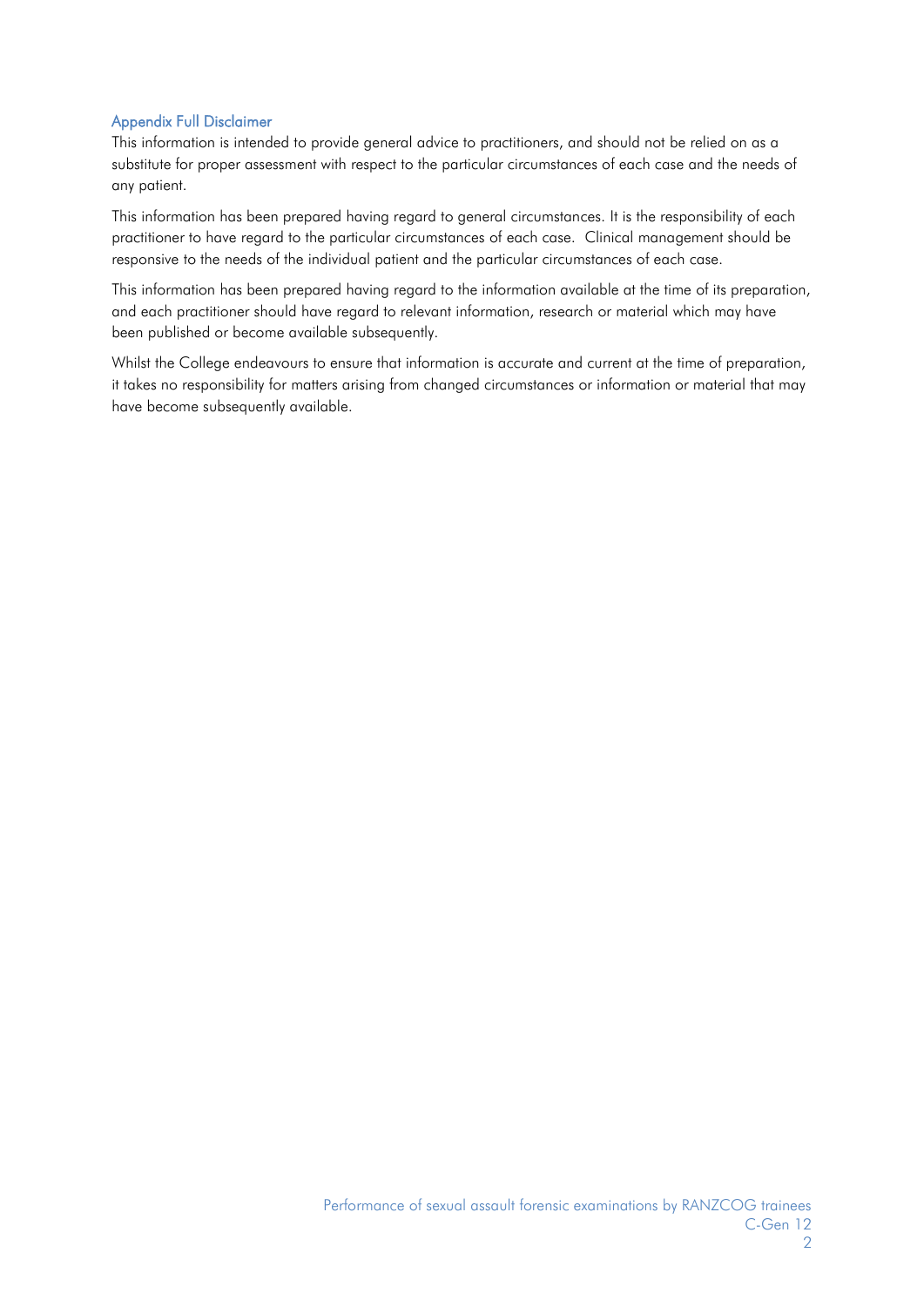## Appendix Full Disclaimer

This information is intended to provide general advice to practitioners, and should not be relied on as a substitute for proper assessment with respect to the particular circumstances of each case and the needs of any patient.

This information has been prepared having regard to general circumstances. It is the responsibility of each practitioner to have regard to the particular circumstances of each case. Clinical management should be responsive to the needs of the individual patient and the particular circumstances of each case.

This information has been prepared having regard to the information available at the time of its preparation, and each practitioner should have regard to relevant information, research or material which may have been published or become available subsequently.

Whilst the College endeavours to ensure that information is accurate and current at the time of preparation, it takes no responsibility for matters arising from changed circumstances or information or material that may have become subsequently available.